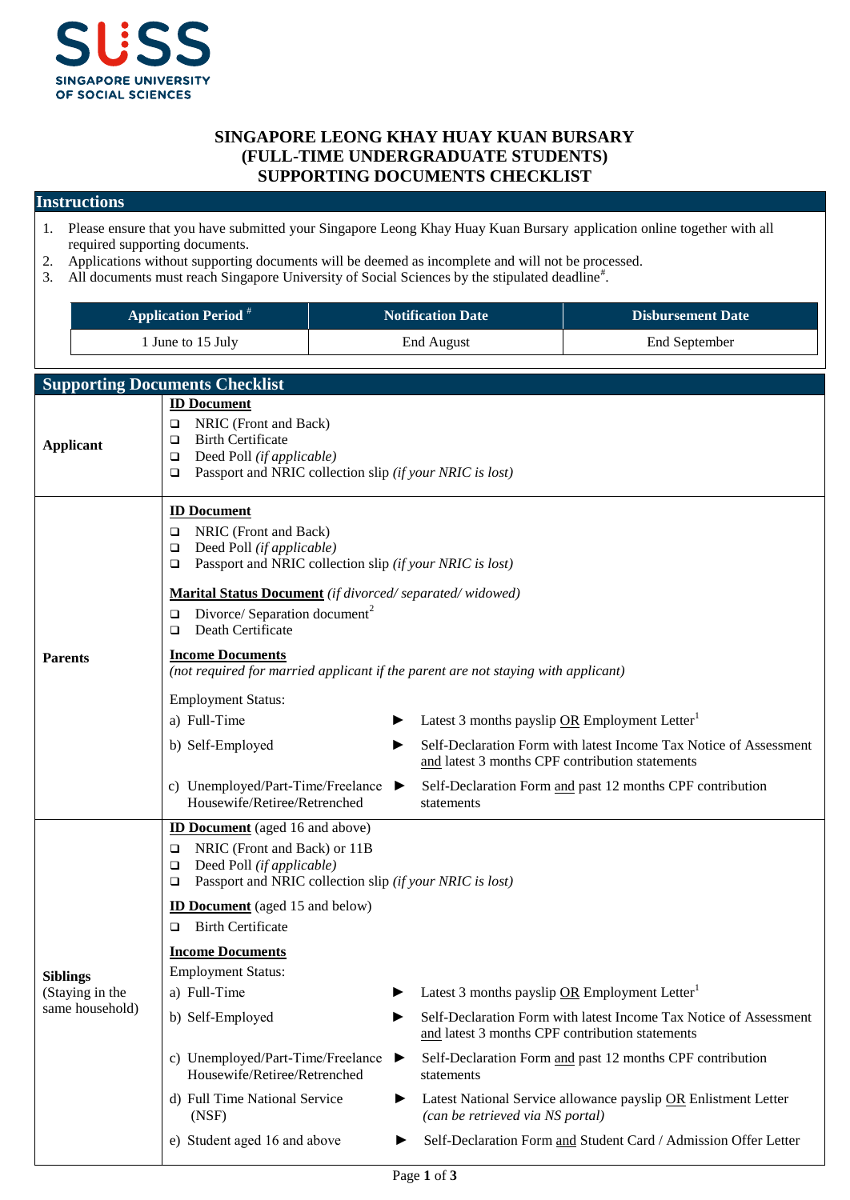SUSS
SINGAPORE UNIVERSITY OF SOCIAL SCIENCES

# SINGAPORE LEONG KHAY HUAY KUAN BURSARY (FULL-TIME UNDERGRADUATE STUDENTS) SUPPORTING DOCUMENTS CHECKLIST

## Instructions

1. Please ensure that you have submitted your Singapore Leong Khay Huay Kuan Bursary application online together with all required supporting documents.
2. Applications without supporting documents will be deemed as incomplete and will not be processed.
3. All documents must reach Singapore University of Social Sciences by the stipulated deadline[#].

| Application Period [#] | Notification Date | Disbursement Date |
|---|---|---|
| 1 June to 15 July | End August | End September |

## Supporting Documents Checklist

### Applicant

**ID Document**

- ❑ NRIC (Front and Back)
- ❑ Birth Certificate
- ❑ Deed Poll *(if applicable)*
- ❑ Passport and NRIC collection slip *(if your NRIC is lost)*

### Parents

**ID Document**

- ❑ NRIC (Front and Back)
- ❑ Deed Poll *(if applicable)*
- ❑ Passport and NRIC collection slip *(if your NRIC is lost)*

**Marital Status Document** *(if divorced/ separated/ widowed)*

- ❑ Divorce/ Separation document[2]
- ❑ Death Certificate

**Income Documents**
*(not required for married applicant if the parent are not staying with applicant)*

Employment Status:

| Employment Status | | Documents |
|---|---|---|
| a) Full-Time | ► | Latest 3 months payslip OR Employment Letter[1] |
| b) Self-Employed | ► | Self-Declaration Form with latest Income Tax Notice of Assessment and latest 3 months CPF contribution statements |
| c) Unemployed/Part-Time/Freelance Housewife/Retiree/Retrenched | ► | Self-Declaration Form and past 12 months CPF contribution statements |

### Siblings (Staying in the same household)

**ID Document** (aged 16 and above)

- ❑ NRIC (Front and Back) or 11B
- ❑ Deed Poll *(if applicable)*
- ❑ Passport and NRIC collection slip *(if your NRIC is lost)*

**ID Document** (aged 15 and below)

- ❑ Birth Certificate

**Income Documents**

Employment Status:

| Employment Status | | Documents |
|---|---|---|
| a) Full-Time | ► | Latest 3 months payslip OR Employment Letter[1] |
| b) Self-Employed | ► | Self-Declaration Form with latest Income Tax Notice of Assessment and latest 3 months CPF contribution statements |
| c) Unemployed/Part-Time/Freelance Housewife/Retiree/Retrenched | ► | Self-Declaration Form and past 12 months CPF contribution statements |
| d) Full Time National Service (NSF) | ► | Latest National Service allowance payslip OR Enlistment Letter *(can be retrieved via NS portal)* |
| e) Student aged 16 and above | ► | Self-Declaration Form and Student Card / Admission Offer Letter |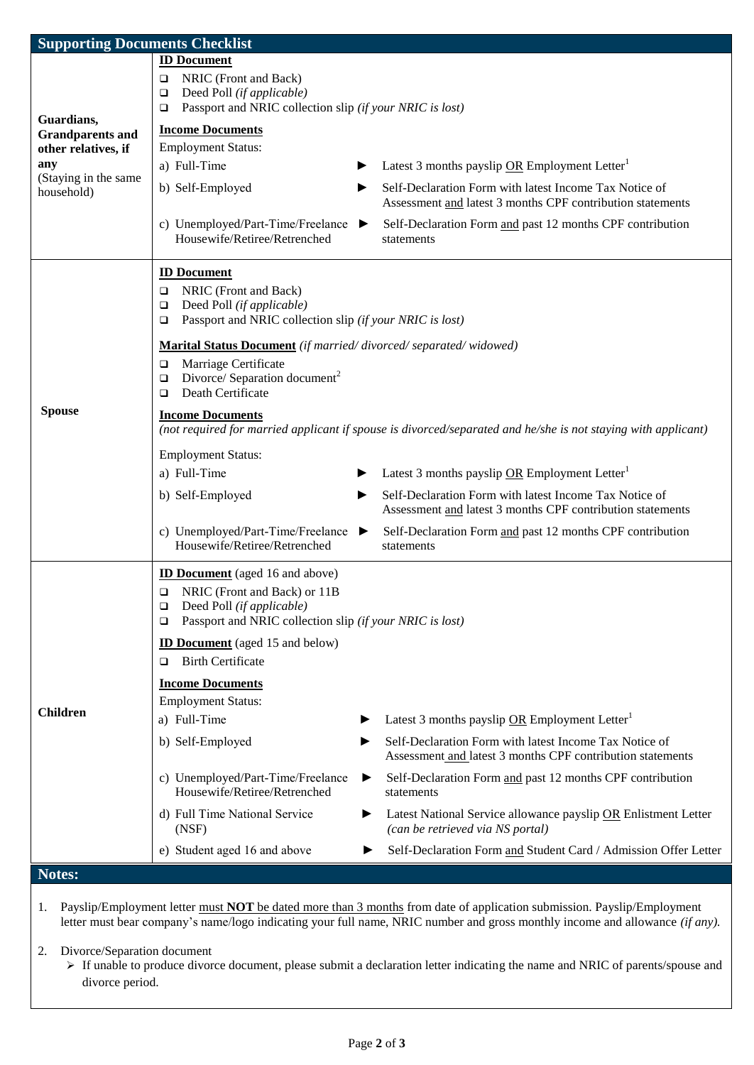## Supporting Documents Checklist

| | |
|---|---|
| **Guardians, Grandparents and other relatives, if any** (Staying in the same household) | **ID Document**<br>❑ NRIC (Front and Back)<br>❑ Deed Poll *(if applicable)*<br>❑ Passport and NRIC collection slip *(if your NRIC is lost)*<br><br>**Income Documents**<br>Employment Status:<br>a) Full-Time ► Latest 3 months payslip OR Employment Letter[1]<br>b) Self-Employed ► Self-Declaration Form with latest Income Tax Notice of Assessment and latest 3 months CPF contribution statements<br>c) Unemployed/Part-Time/Freelance Housewife/Retiree/Retrenched ► Self-Declaration Form and past 12 months CPF contribution statements |
| **Spouse** | **ID Document**<br>❑ NRIC (Front and Back)<br>❑ Deed Poll *(if applicable)*<br>❑ Passport and NRIC collection slip *(if your NRIC is lost)*<br><br>**Marital Status Document** *(if married/ divorced/ separated/ widowed)*<br>❑ Marriage Certificate<br>❑ Divorce/ Separation document[2]<br>❑ Death Certificate<br><br>**Income Documents**<br>*(not required for married applicant if spouse is divorced/separated and he/she is not staying with applicant)*<br><br>Employment Status:<br>a) Full-Time ► Latest 3 months payslip OR Employment Letter[1]<br>b) Self-Employed ► Self-Declaration Form with latest Income Tax Notice of Assessment and latest 3 months CPF contribution statements<br>c) Unemployed/Part-Time/Freelance Housewife/Retiree/Retrenched ► Self-Declaration Form and past 12 months CPF contribution statements |
| **Children** | **ID Document** (aged 16 and above)<br>❑ NRIC (Front and Back) or 11B<br>❑ Deed Poll *(if applicable)*<br>❑ Passport and NRIC collection slip *(if your NRIC is lost)*<br><br>**ID Document** (aged 15 and below)<br>❑ Birth Certificate<br><br>**Income Documents**<br>Employment Status:<br>a) Full-Time ► Latest 3 months payslip OR Employment Letter[1]<br>b) Self-Employed ► Self-Declaration Form with latest Income Tax Notice of Assessment and latest 3 months CPF contribution statements<br>c) Unemployed/Part-Time/Freelance Housewife/Retiree/Retrenched ► Self-Declaration Form and past 12 months CPF contribution statements<br>d) Full Time National Service (NSF) ► Latest National Service allowance payslip OR Enlistment Letter *(can be retrieved via NS portal)*<br>e) Student aged 16 and above ► Self-Declaration Form and Student Card / Admission Offer Letter |

## Notes:

1. Payslip/Employment letter must **NOT** be dated more than 3 months from date of application submission. Payslip/Employment letter must bear company's name/logo indicating your full name, NRIC number and gross monthly income and allowance *(if any).*
2. Divorce/Separation document
   - If unable to produce divorce document, please submit a declaration letter indicating the name and NRIC of parents/spouse and divorce period.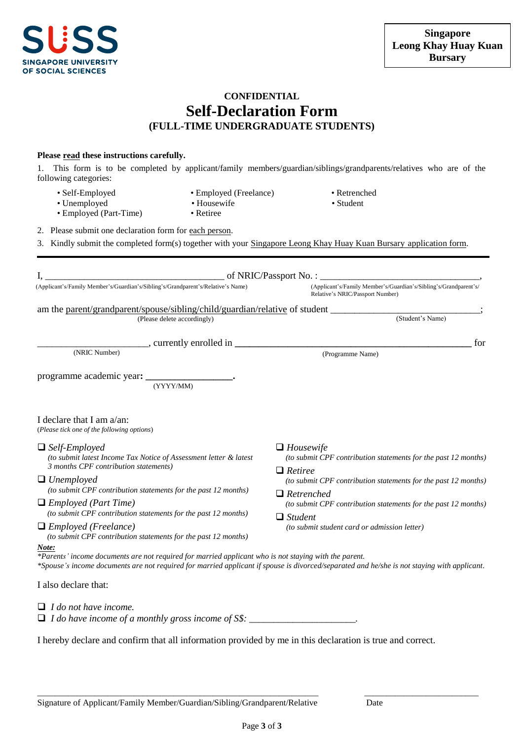SUSS
SINGAPORE UNIVERSITY OF SOCIAL SCIENCES

**Singapore Leong Khay Huay Kuan Bursary**

**CONFIDENTIAL**

# Self-Declaration Form

**(FULL-TIME UNDERGRADUATE STUDENTS)**

**Please read these instructions carefully.**

1. This form is to be completed by applicant/family members/guardian/siblings/grandparents/relatives who are of the following categories:
   - Self-Employed
   - Unemployed
   - Employed (Part-Time)
   - Employed (Freelance)
   - Housewife
   - Retiree
   - Retrenched
   - Student
2. Please submit one declaration form for each person.
3. Kindly submit the completed form(s) together with your Singapore Leong Khay Huay Kuan Bursary application form.

---

I, ______________________________________ of NRIC/Passport No. : __________________________________,
(Applicant's/Family Member's/Guardian's/Sibling's/Grandparent's/Relative's Name) (Applicant's/Family Member's/Guardian's/Sibling's/Grandparent's/Relative's NRIC/Passport Number)

am the parent/grandparent/spouse/sibling/child/guardian/relative of student ______________________________;
(Please delete accordingly) (Student's Name)

________________________, currently enrolled in ____________________________________________ for
(NRIC Number) (Programme Name)

programme academic year**:** _________________**.**
(YYYY/MM)

I declare that I am a/an:
(*Please tick one of the following options*)

❑ *Self-Employed*
*(to submit latest Income Tax Notice of Assessment letter & latest 3 months CPF contribution statements)*

❑ *Unemployed*
*(to submit CPF contribution statements for the past 12 months)*

❑ *Employed (Part Time)*
*(to submit CPF contribution statements for the past 12 months)*

❑ *Employed (Freelance)*
*(to submit CPF contribution statements for the past 12 months)*

❑ *Housewife*
*(to submit CPF contribution statements for the past 12 months)*

❑ *Retiree*
*(to submit CPF contribution statements for the past 12 months)*

❑ *Retrenched*
*(to submit CPF contribution statements for the past 12 months)*

❑ *Student*
*(to submit student card or admission letter)*

***Note:***
*\*Parents' income documents are not required for married applicant who is not staying with the parent.*
*\*Spouse's income documents are not required for married applicant if spouse is divorced/separated and he/she is not staying with applicant.*

I also declare that:

❑ *I do not have income.*
❑ *I do have income of a monthly gross income of S$:* ______________________.

I hereby declare and confirm that all information provided by me in this declaration is true and correct.

_____________________________________________________ ________________________
Signature of Applicant/Family Member/Guardian/Sibling/Grandparent/Relative Date